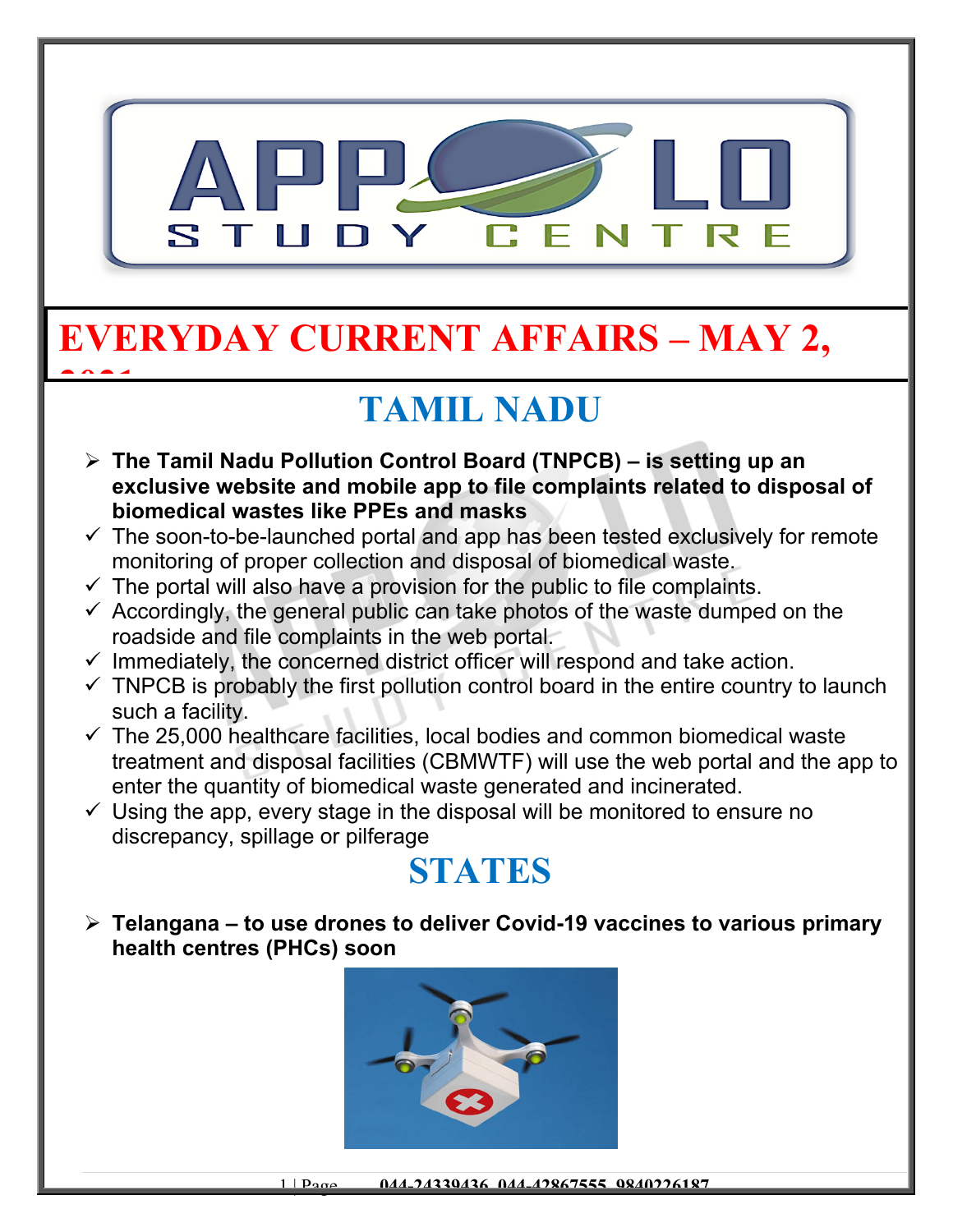# EVERYDAY CURRENT AFFAIRS – MAY 2, 2021

## TAMIL NADU

- **The Tamil Nadu Pollution Control Board (TNPCB) – is setting up an exclusive website and mobile app to file complaints related to disposal of biomedical wastes like PPEs and masks**
  - ✓ The soon-to-be-launched portal and app has been tested exclusively for remote monitoring of proper collection and disposal of biomedical waste.
  - ✓ The portal will also have a provision for the public to file complaints.
  - ✓ Accordingly, the general public can take photos of the waste dumped on the roadside and file complaints in the web portal.
  - ✓ Immediately, the concerned district officer will respond and take action.
  - ✓ TNPCB is probably the first pollution control board in the entire country to launch such a facility.
  - ✓ The 25,000 healthcare facilities, local bodies and common biomedical waste treatment and disposal facilities (CBMWTF) will use the web portal and the app to enter the quantity of biomedical waste generated and incinerated.
  - ✓ Using the app, every stage in the disposal will be monitored to ensure no discrepancy, spillage or pilferage

## STATES

- **Telangana – to use drones to deliver Covid-19 vaccines to various primary health centres (PHCs) soon**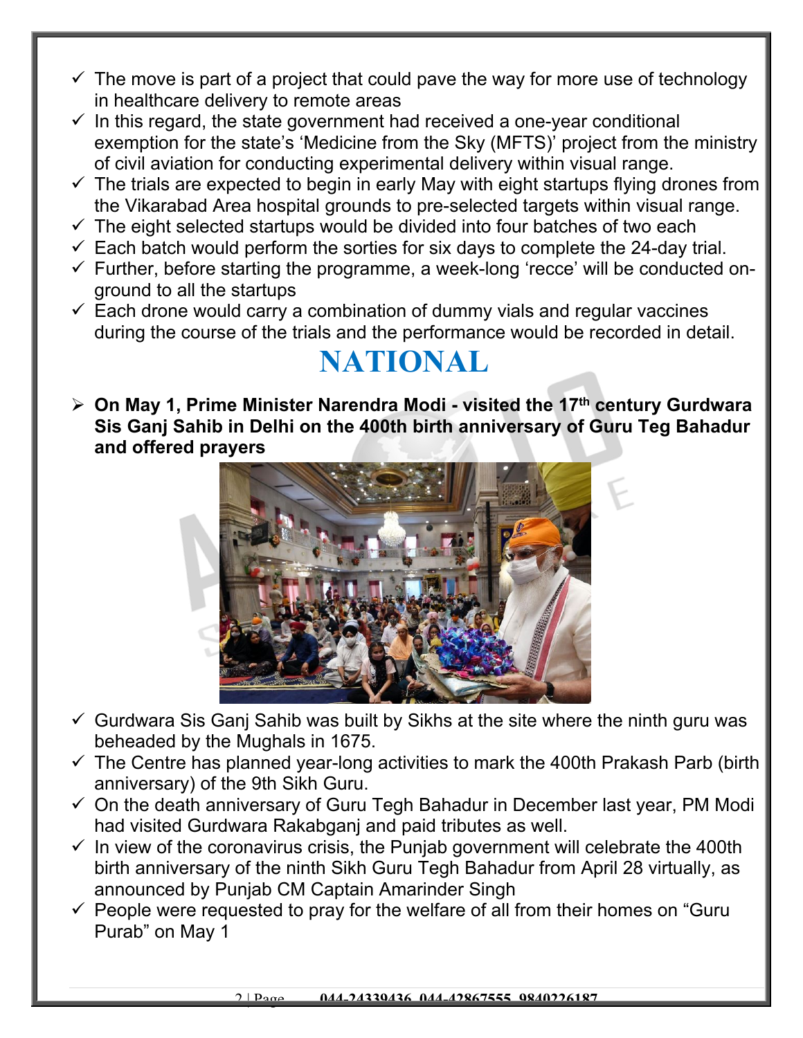- ✓ The move is part of a project that could pave the way for more use of technology in healthcare delivery to remote areas
- ✓ In this regard, the state government had received a one-year conditional exemption for the state's 'Medicine from the Sky (MFTS)' project from the ministry of civil aviation for conducting experimental delivery within visual range.
- ✓ The trials are expected to begin in early May with eight startups flying drones from the Vikarabad Area hospital grounds to pre-selected targets within visual range.
- ✓ The eight selected startups would be divided into four batches of two each
- ✓ Each batch would perform the sorties for six days to complete the 24-day trial.
- ✓ Further, before starting the programme, a week-long 'recce' will be conducted on-ground to all the startups
- ✓ Each drone would carry a combination of dummy vials and regular vaccines during the course of the trials and the performance would be recorded in detail.

# NATIONAL

- ➢ **On May 1, Prime Minister Narendra Modi - visited the 17th century Gurdwara Sis Ganj Sahib in Delhi on the 400th birth anniversary of Guru Teg Bahadur and offered prayers**

- ✓ Gurdwara Sis Ganj Sahib was built by Sikhs at the site where the ninth guru was beheaded by the Mughals in 1675.
- ✓ The Centre has planned year-long activities to mark the 400th Prakash Parb (birth anniversary) of the 9th Sikh Guru.
- ✓ On the death anniversary of Guru Tegh Bahadur in December last year, PM Modi had visited Gurdwara Rakabganj and paid tributes as well.
- ✓ In view of the coronavirus crisis, the Punjab government will celebrate the 400th birth anniversary of the ninth Sikh Guru Tegh Bahadur from April 28 virtually, as announced by Punjab CM Captain Amarinder Singh
- ✓ People were requested to pray for the welfare of all from their homes on "Guru Purab" on May 1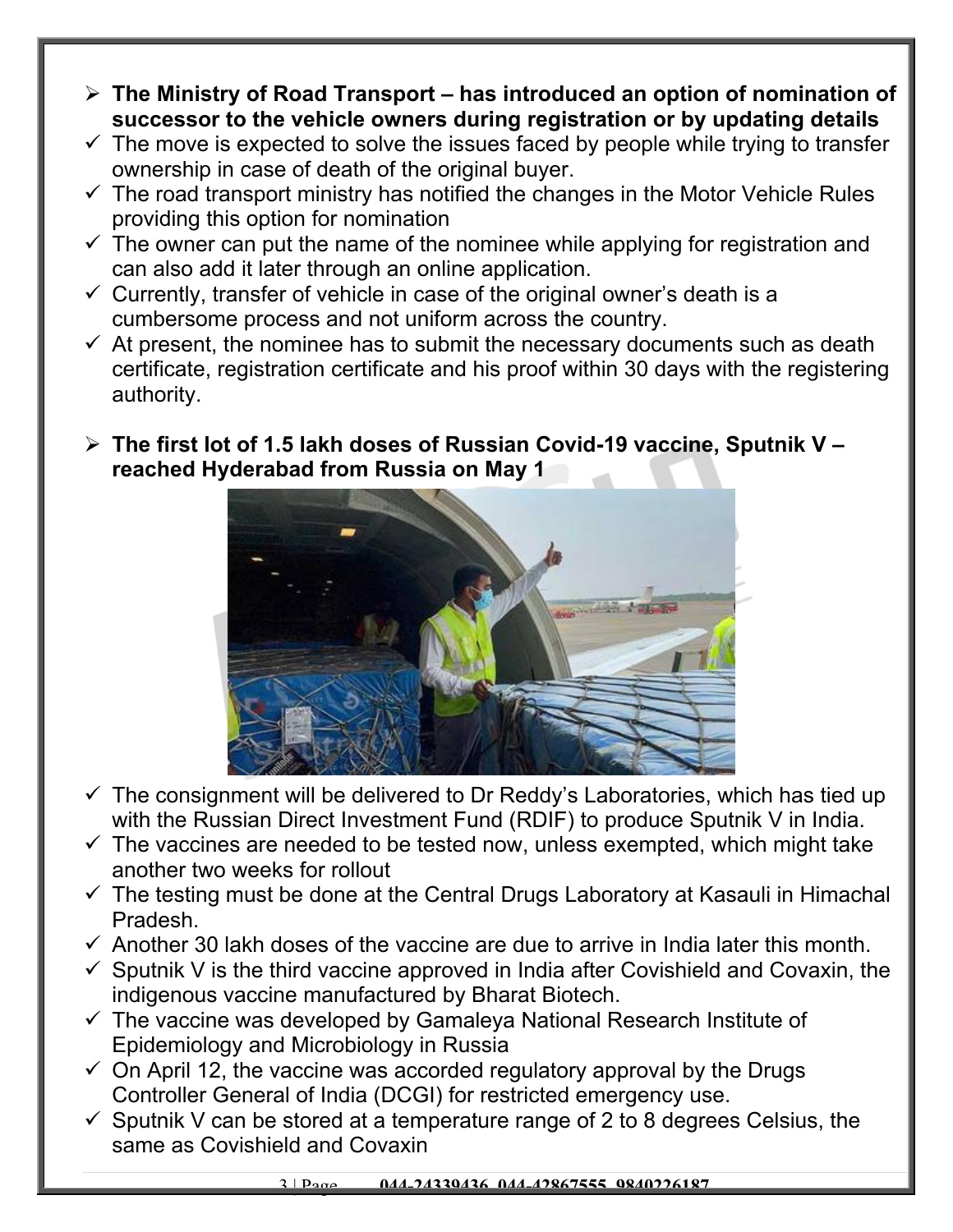- **The Ministry of Road Transport – has introduced an option of nomination of successor to the vehicle owners during registration or by updating details**
  - The move is expected to solve the issues faced by people while trying to transfer ownership in case of death of the original buyer.
  - The road transport ministry has notified the changes in the Motor Vehicle Rules providing this option for nomination
  - The owner can put the name of the nominee while applying for registration and can also add it later through an online application.
  - Currently, transfer of vehicle in case of the original owner's death is a cumbersome process and not uniform across the country.
  - At present, the nominee has to submit the necessary documents such as death certificate, registration certificate and his proof within 30 days with the registering authority.

- **The first lot of 1.5 lakh doses of Russian Covid-19 vaccine, Sputnik V – reached Hyderabad from Russia on May 1**
  - The consignment will be delivered to Dr Reddy's Laboratories, which has tied up with the Russian Direct Investment Fund (RDIF) to produce Sputnik V in India.
  - The vaccines are needed to be tested now, unless exempted, which might take another two weeks for rollout
  - The testing must be done at the Central Drugs Laboratory at Kasauli in Himachal Pradesh.
  - Another 30 lakh doses of the vaccine are due to arrive in India later this month.
  - Sputnik V is the third vaccine approved in India after Covishield and Covaxin, the indigenous vaccine manufactured by Bharat Biotech.
  - The vaccine was developed by Gamaleya National Research Institute of Epidemiology and Microbiology in Russia
  - On April 12, the vaccine was accorded regulatory approval by the Drugs Controller General of India (DCGI) for restricted emergency use.
  - Sputnik V can be stored at a temperature range of 2 to 8 degrees Celsius, the same as Covishield and Covaxin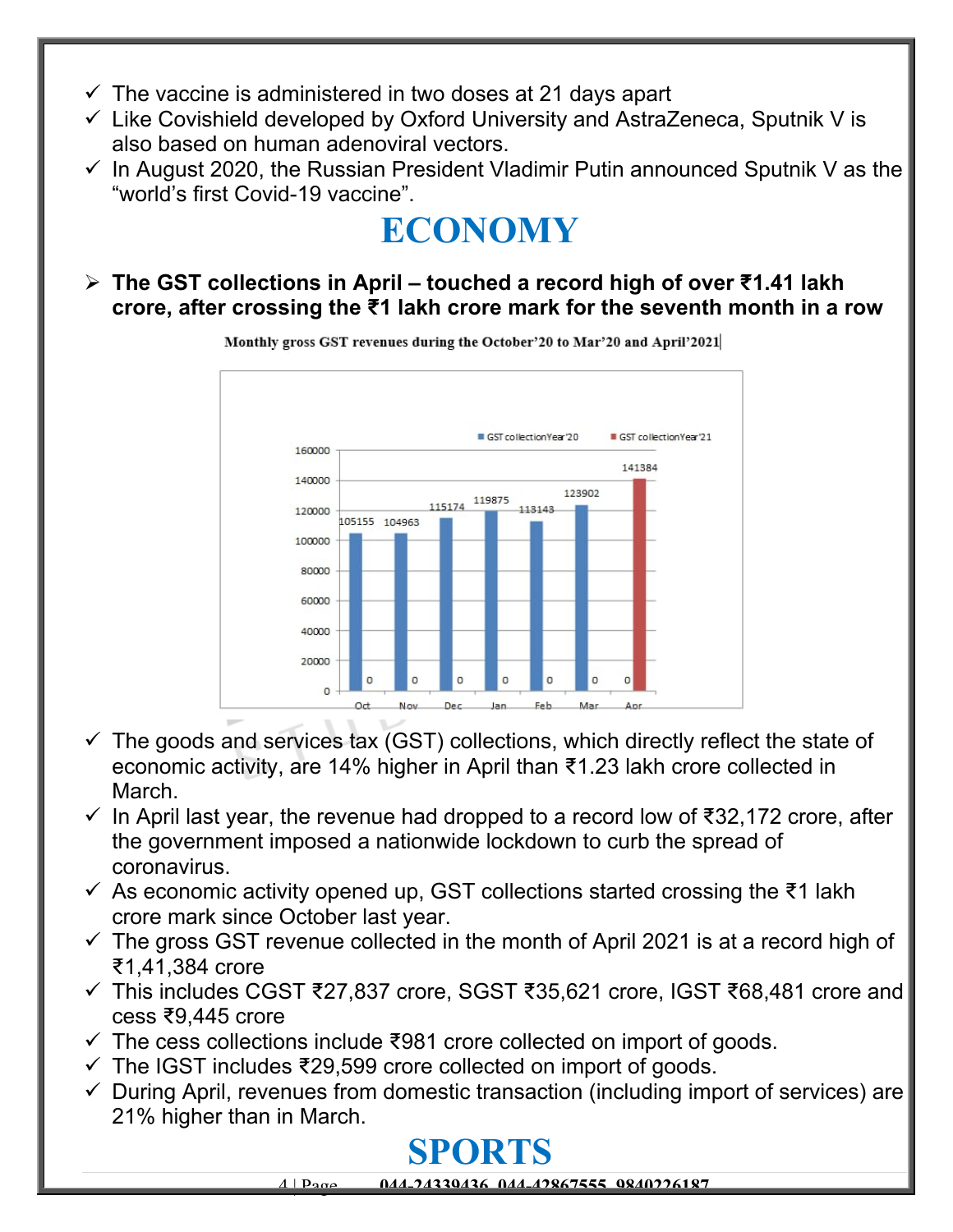- ✓ The vaccine is administered in two doses at 21 days apart
- ✓ Like Covishield developed by Oxford University and AstraZeneca, Sputnik V is also based on human adenoviral vectors.
- ✓ In August 2020, the Russian President Vladimir Putin announced Sputnik V as the "world's first Covid-19 vaccine".

# ECONOMY

- **The GST collections in April – touched a record high of over ₹1.41 lakh crore, after crossing the ₹1 lakh crore mark for the seventh month in a row**

**Monthly gross GST revenues during the October'20 to Mar'20 and April'2021**

| Month | GST collection Year'20 | GST collection Year'21 |
|---|---|---|
| Oct | 105155 | 0 |
| Nov | 104963 | 0 |
| Dec | 115174 | 0 |
| Jan | 119875 | 0 |
| Feb | 113143 | 0 |
| Mar | 123902 | 0 |
| Apr | 0 | 141384 |

- ✓ The goods and services tax (GST) collections, which directly reflect the state of economic activity, are 14% higher in April than ₹1.23 lakh crore collected in March.
- ✓ In April last year, the revenue had dropped to a record low of ₹32,172 crore, after the government imposed a nationwide lockdown to curb the spread of coronavirus.
- ✓ As economic activity opened up, GST collections started crossing the ₹1 lakh crore mark since October last year.
- ✓ The gross GST revenue collected in the month of April 2021 is at a record high of ₹1,41,384 crore
- ✓ This includes CGST ₹27,837 crore, SGST ₹35,621 crore, IGST ₹68,481 crore and cess ₹9,445 crore
- ✓ The cess collections include ₹981 crore collected on import of goods.
- ✓ The IGST includes ₹29,599 crore collected on import of goods.
- ✓ During April, revenues from domestic transaction (including import of services) are 21% higher than in March.

# SPORTS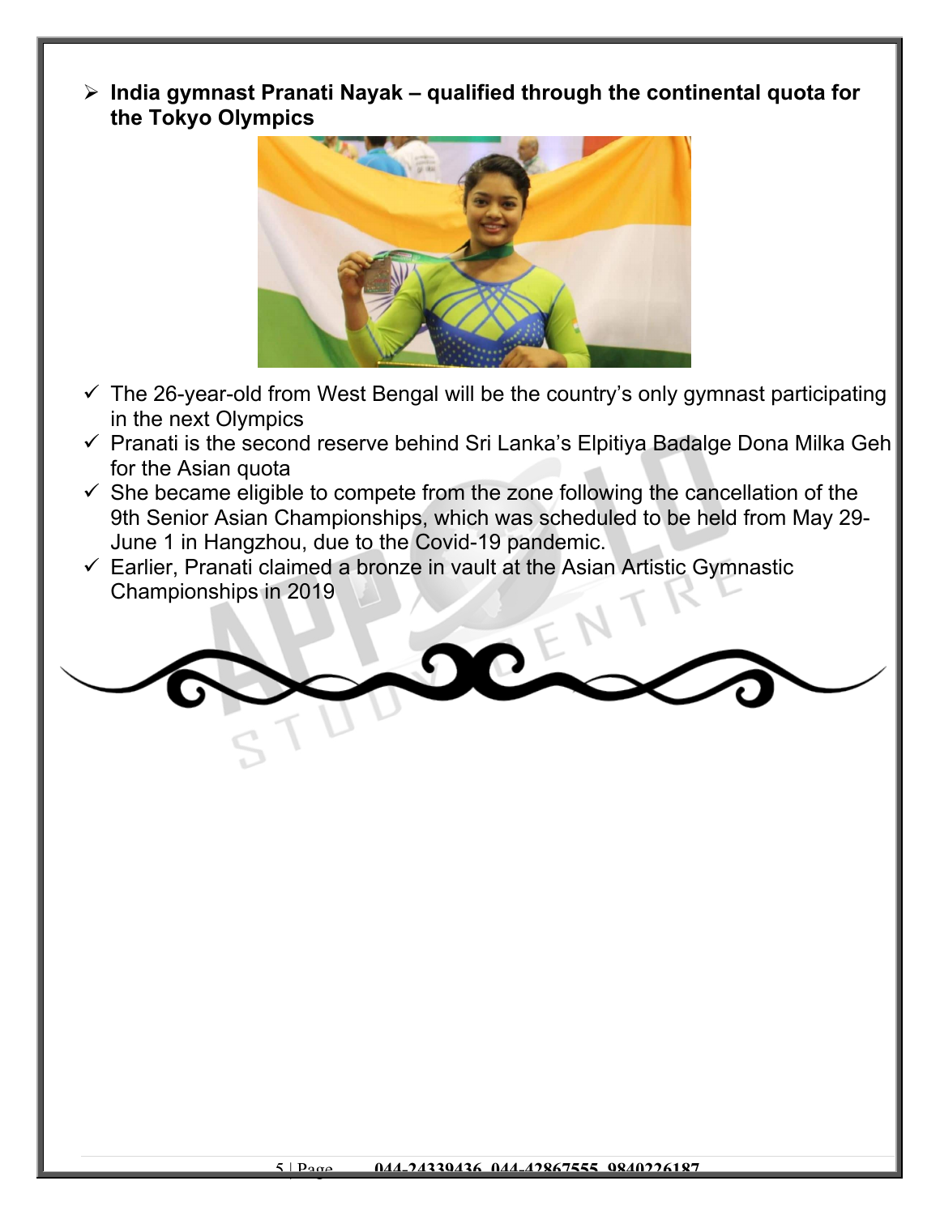- **India gymnast Pranati Nayak – qualified through the continental quota for the Tokyo Olympics**

  - ✓ The 26-year-old from West Bengal will be the country's only gymnast participating in the next Olympics
  - ✓ Pranati is the second reserve behind Sri Lanka's Elpitiya Badalge Dona Milka Geh for the Asian quota
  - ✓ She became eligible to compete from the zone following the cancellation of the 9th Senior Asian Championships, which was scheduled to be held from May 29-June 1 in Hangzhou, due to the Covid-19 pandemic.
  - ✓ Earlier, Pranati claimed a bronze in vault at the Asian Artistic Gymnastic Championships in 2019